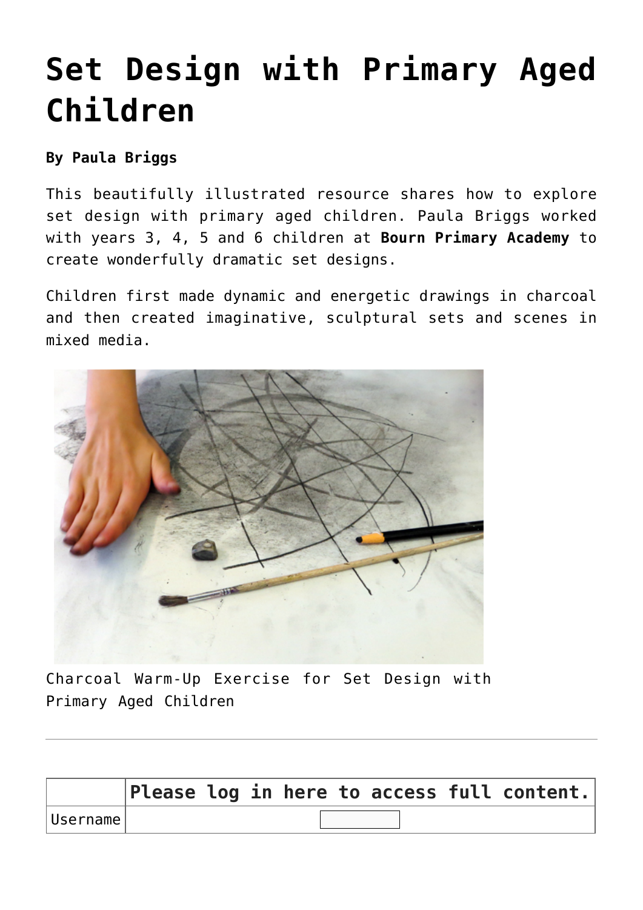# Set Design with Primary Aged Children

**By Paula Briggs**

This beautifully illustrated resource shares how to explore set design with primary aged children. Paula Briggs worked with years 3, 4, 5 and 6 children at **Bourn Primary Academy** to create wonderfully dramatic set designs.

Children first made dynamic and energetic drawings in charcoal and then created imaginative, sculptural sets and scenes in mixed media.

Charcoal Warm-Up Exercise for Set Design with Primary Aged Children

---

| | **Please log in here to access full content.** |
|---|---|
| Username | |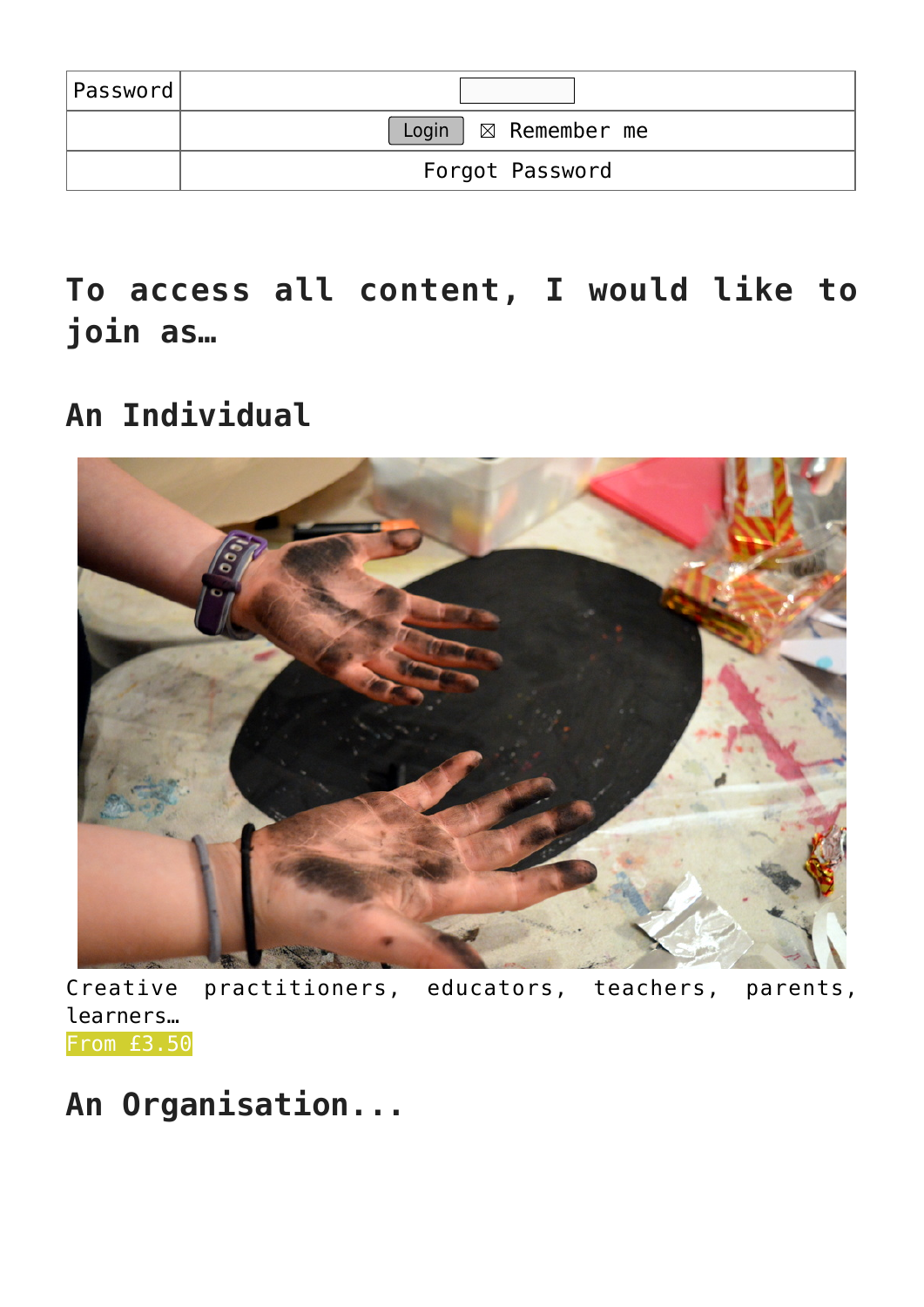| Password | |
| --- | --- |
| | Login ☒ Remember me |
| | Forgot Password |

## To access all content, I would like to join as…

### An Individual

Creative practitioners, educators, teachers, parents, learners…

From £3.50

### An Organisation...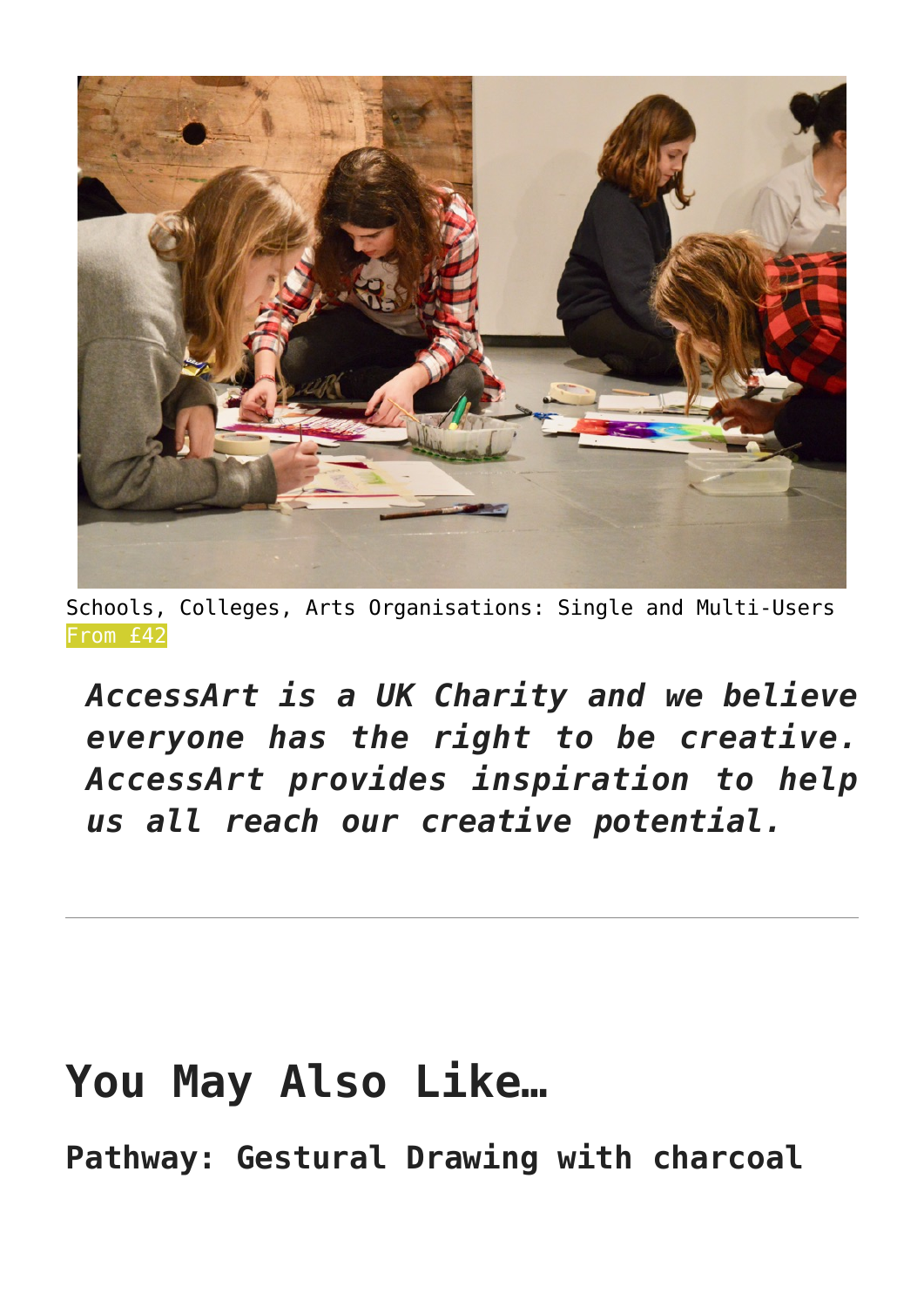Schools, Colleges, Arts Organisations: Single and Multi-Users
From £42

***AccessArt is a UK Charity and we believe everyone has the right to be creative. AccessArt provides inspiration to help us all reach our creative potential.***

---

## You May Also Like…

**Pathway: Gestural Drawing with charcoal**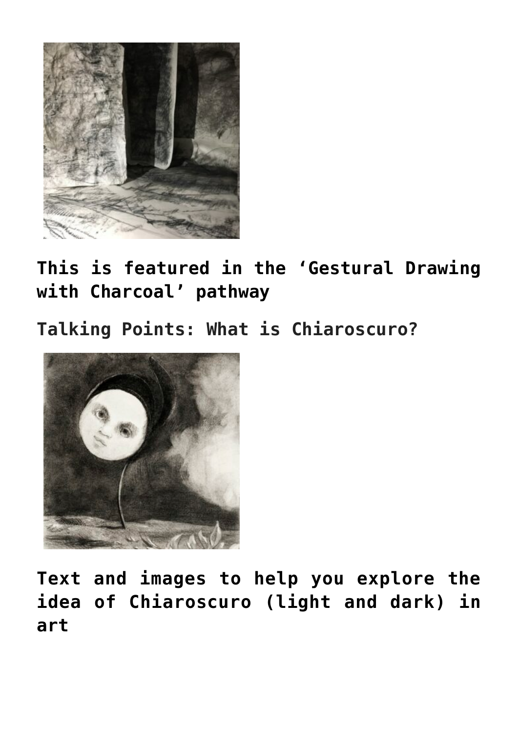**This is featured in the 'Gestural Drawing with Charcoal' pathway**

## Talking Points: What is Chiaroscuro?

**Text and images to help you explore the idea of Chiaroscuro (light and dark) in art**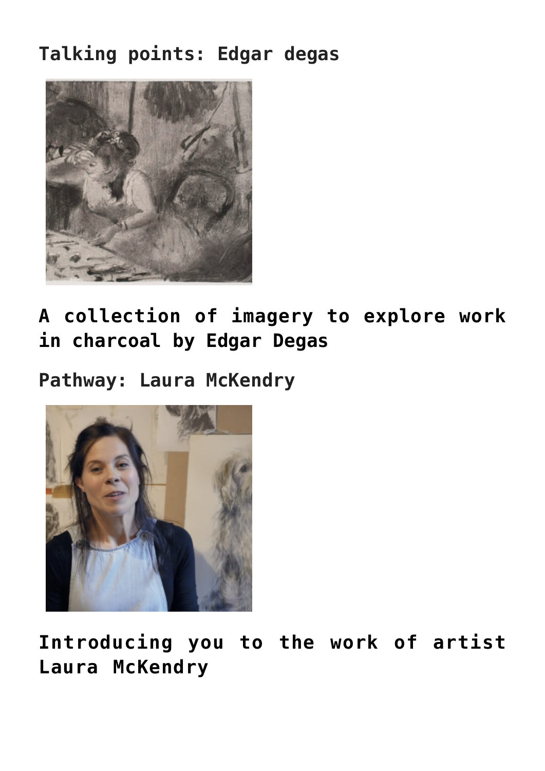Talking points: Edgar degas

**A collection of imagery to explore work in charcoal by Edgar Degas**

Pathway: Laura McKendry

**Introducing you to the work of artist Laura McKendry**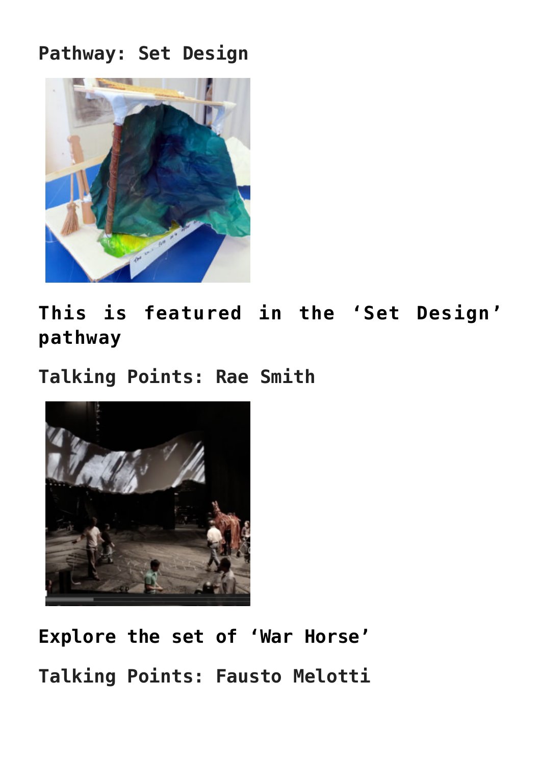## Pathway: Set Design

**This is featured in the 'Set Design' pathway**

## Talking Points: Rae Smith

**Explore the set of 'War Horse'**

## Talking Points: Fausto Melotti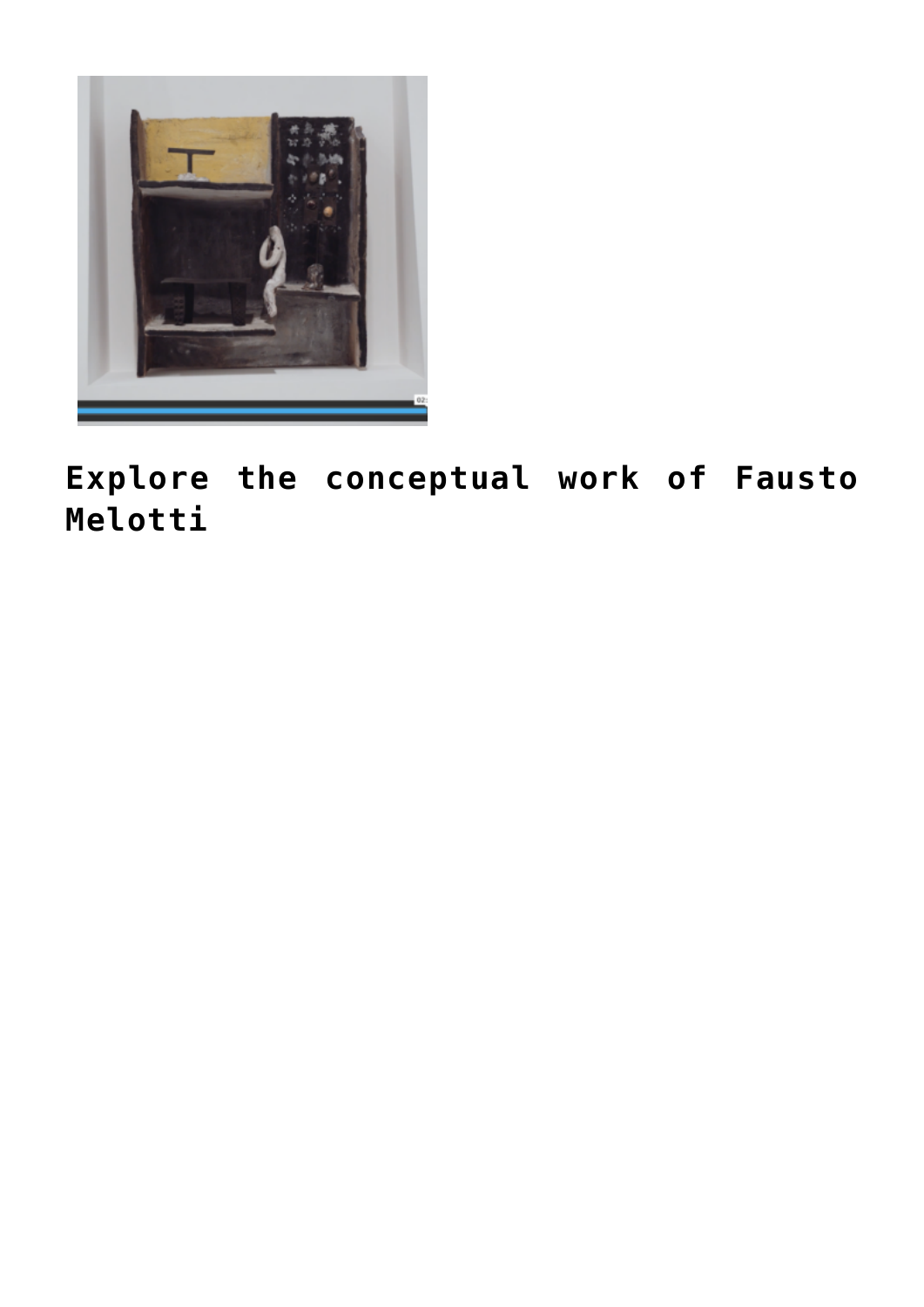**Explore the conceptual work of Fausto Melotti**